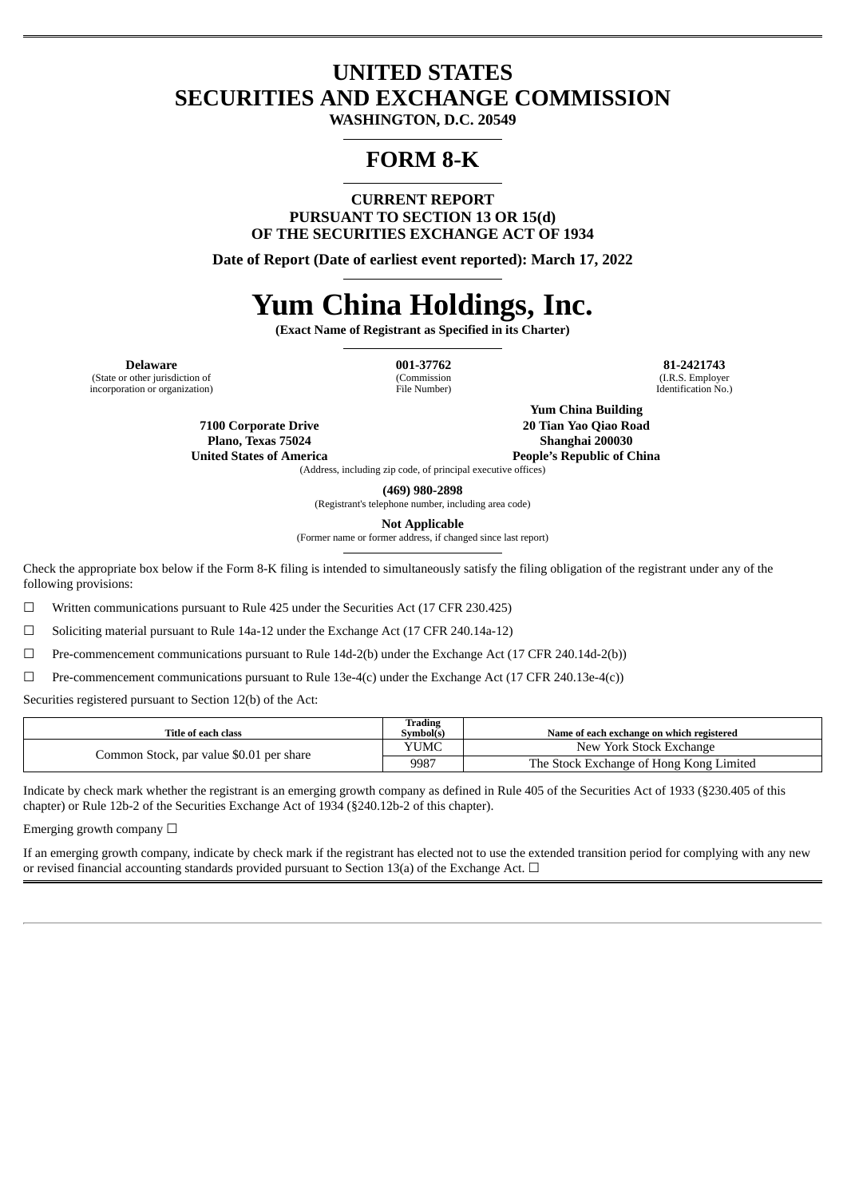# UNITED STATES
# SECURITIES AND EXCHANGE COMMISSION

**WASHINGTON, D.C. 20549**

# FORM 8-K

**CURRENT REPORT**
**PURSUANT TO SECTION 13 OR 15(d)**
**OF THE SECURITIES EXCHANGE ACT OF 1934**

**Date of Report (Date of earliest event reported): March 17, 2022**

# Yum China Holdings, Inc.

**(Exact Name of Registrant as Specified in its Charter)**

| **Delaware** | **001-37762** | **81-2421743** |
|---|---|---|
| (State or other jurisdiction of incorporation or organization) | (Commission File Number) | (I.R.S. Employer Identification No.) |

**7100 Corporate Drive**
**Plano, Texas 75024**
**United States of America**

**Yum China Building**
**20 Tian Yao Qiao Road**
**Shanghai 200030**
**People's Republic of China**

(Address, including zip code, of principal executive offices)

**(469) 980-2898**
(Registrant's telephone number, including area code)

**Not Applicable**
(Former name or former address, if changed since last report)

Check the appropriate box below if the Form 8-K filing is intended to simultaneously satisfy the filing obligation of the registrant under any of the following provisions:

☐ Written communications pursuant to Rule 425 under the Securities Act (17 CFR 230.425)

☐ Soliciting material pursuant to Rule 14a-12 under the Exchange Act (17 CFR 240.14a-12)

☐ Pre-commencement communications pursuant to Rule 14d-2(b) under the Exchange Act (17 CFR 240.14d-2(b))

☐ Pre-commencement communications pursuant to Rule 13e-4(c) under the Exchange Act (17 CFR 240.13e-4(c))

Securities registered pursuant to Section 12(b) of the Act:

| Title of each class | Trading Symbol(s) | Name of each exchange on which registered |
|---|---|---|
| Common Stock, par value $0.01 per share | YUMC | New York Stock Exchange |
| | 9987 | The Stock Exchange of Hong Kong Limited |

Indicate by check mark whether the registrant is an emerging growth company as defined in Rule 405 of the Securities Act of 1933 (§230.405 of this chapter) or Rule 12b-2 of the Securities Exchange Act of 1934 (§240.12b-2 of this chapter).

Emerging growth company ☐

If an emerging growth company, indicate by check mark if the registrant has elected not to use the extended transition period for complying with any new or revised financial accounting standards provided pursuant to Section 13(a) of the Exchange Act. ☐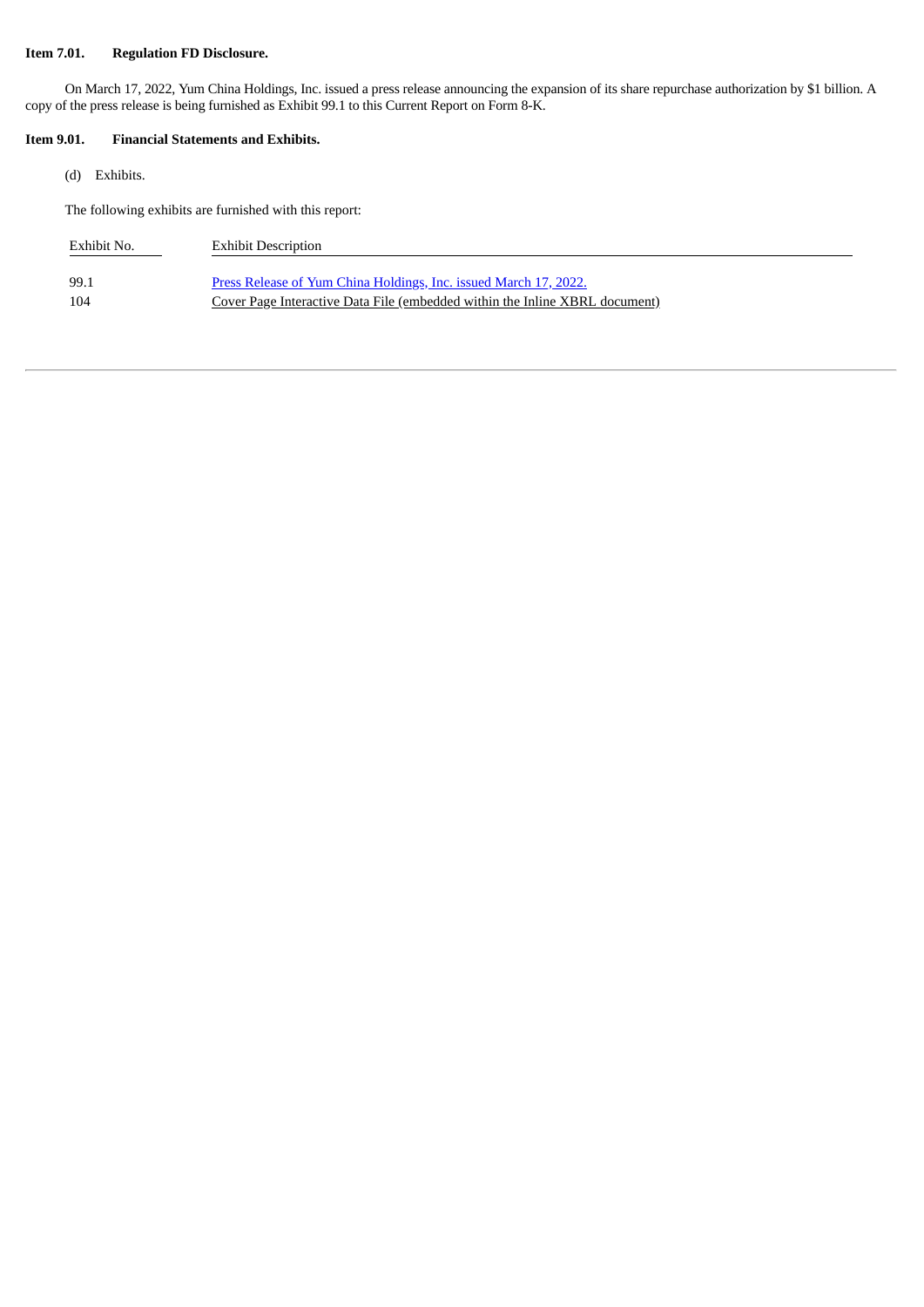**Item 7.01. Regulation FD Disclosure.**

On March 17, 2022, Yum China Holdings, Inc. issued a press release announcing the expansion of its share repurchase authorization by $1 billion. A copy of the press release is being furnished as Exhibit 99.1 to this Current Report on Form 8-K.

**Item 9.01. Financial Statements and Exhibits.**

(d) Exhibits.

The following exhibits are furnished with this report:

| Exhibit No. | Exhibit Description |
|---|---|
| 99.1 | Press Release of Yum China Holdings, Inc. issued March 17, 2022. |
| 104 | Cover Page Interactive Data File (embedded within the Inline XBRL document) |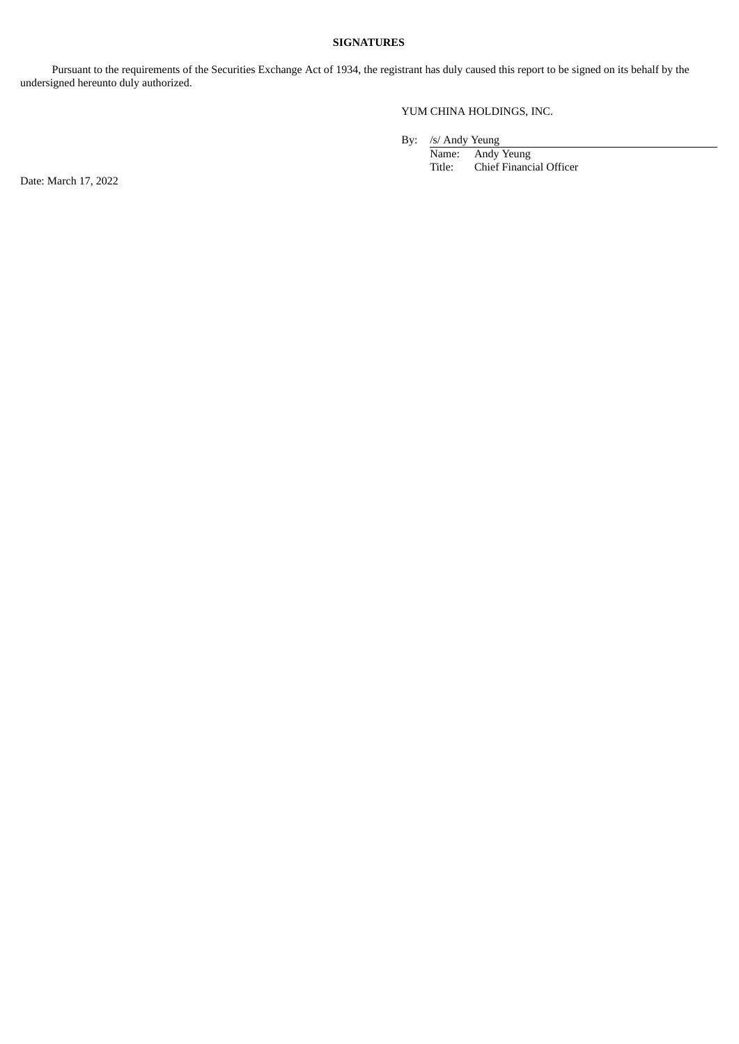## SIGNATURES

Pursuant to the requirements of the Securities Exchange Act of 1934, the registrant has duly caused this report to be signed on its behalf by the undersigned hereunto duly authorized.

YUM CHINA HOLDINGS, INC.

By: /s/ Andy Yeung

Name: Andy Yeung

Title: Chief Financial Officer

Date: March 17, 2022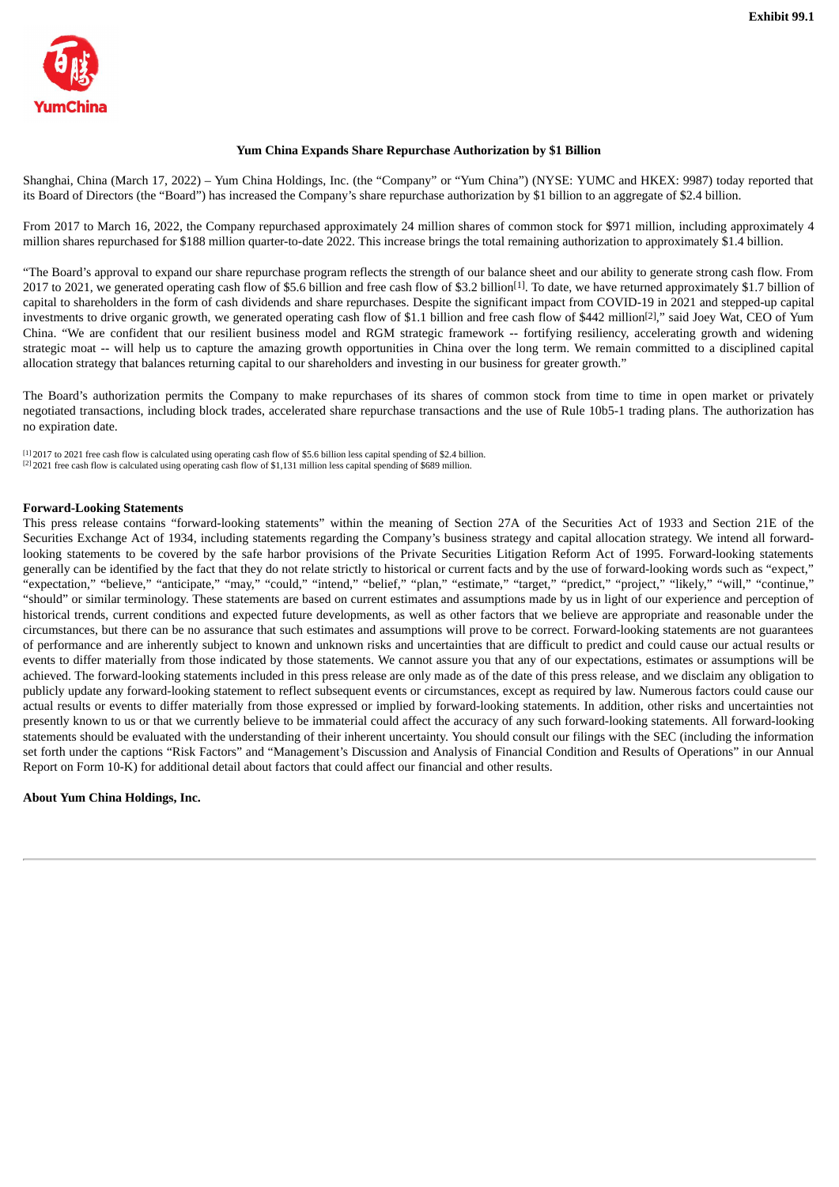**Exhibit 99.1**

YumChina

**Yum China Expands Share Repurchase Authorization by $1 Billion**

Shanghai, China (March 17, 2022) – Yum China Holdings, Inc. (the "Company" or "Yum China") (NYSE: YUMC and HKEX: 9987) today reported that its Board of Directors (the "Board") has increased the Company's share repurchase authorization by $1 billion to an aggregate of $2.4 billion.

From 2017 to March 16, 2022, the Company repurchased approximately 24 million shares of common stock for $971 million, including approximately 4 million shares repurchased for $188 million quarter-to-date 2022. This increase brings the total remaining authorization to approximately $1.4 billion.

"The Board's approval to expand our share repurchase program reflects the strength of our balance sheet and our ability to generate strong cash flow. From 2017 to 2021, we generated operating cash flow of $5.6 billion and free cash flow of $3.2 billion[1]. To date, we have returned approximately $1.7 billion of capital to shareholders in the form of cash dividends and share repurchases. Despite the significant impact from COVID-19 in 2021 and stepped-up capital investments to drive organic growth, we generated operating cash flow of $1.1 billion and free cash flow of $442 million[2]," said Joey Wat, CEO of Yum China. "We are confident that our resilient business model and RGM strategic framework -- fortifying resiliency, accelerating growth and widening strategic moat -- will help us to capture the amazing growth opportunities in China over the long term. We remain committed to a disciplined capital allocation strategy that balances returning capital to our shareholders and investing in our business for greater growth."

The Board's authorization permits the Company to make repurchases of its shares of common stock from time to time in open market or privately negotiated transactions, including block trades, accelerated share repurchase transactions and the use of Rule 10b5-1 trading plans. The authorization has no expiration date.

[1] 2017 to 2021 free cash flow is calculated using operating cash flow of $5.6 billion less capital spending of $2.4 billion.
[2] 2021 free cash flow is calculated using operating cash flow of $1,131 million less capital spending of $689 million.

**Forward-Looking Statements**

This press release contains "forward-looking statements" within the meaning of Section 27A of the Securities Act of 1933 and Section 21E of the Securities Exchange Act of 1934, including statements regarding the Company's business strategy and capital allocation strategy. We intend all forward-looking statements to be covered by the safe harbor provisions of the Private Securities Litigation Reform Act of 1995. Forward-looking statements generally can be identified by the fact that they do not relate strictly to historical or current facts and by the use of forward-looking words such as "expect," "expectation," "believe," "anticipate," "may," "could," "intend," "belief," "plan," "estimate," "target," "predict," "project," "likely," "will," "continue," "should" or similar terminology. These statements are based on current estimates and assumptions made by us in light of our experience and perception of historical trends, current conditions and expected future developments, as well as other factors that we believe are appropriate and reasonable under the circumstances, but there can be no assurance that such estimates and assumptions will prove to be correct. Forward-looking statements are not guarantees of performance and are inherently subject to known and unknown risks and uncertainties that are difficult to predict and could cause our actual results or events to differ materially from those indicated by those statements. We cannot assure you that any of our expectations, estimates or assumptions will be achieved. The forward-looking statements included in this press release are only made as of the date of this press release, and we disclaim any obligation to publicly update any forward-looking statement to reflect subsequent events or circumstances, except as required by law. Numerous factors could cause our actual results or events to differ materially from those expressed or implied by forward-looking statements. In addition, other risks and uncertainties not presently known to us or that we currently believe to be immaterial could affect the accuracy of any such forward-looking statements. All forward-looking statements should be evaluated with the understanding of their inherent uncertainty. You should consult our filings with the SEC (including the information set forth under the captions "Risk Factors" and "Management's Discussion and Analysis of Financial Condition and Results of Operations" in our Annual Report on Form 10-K) for additional detail about factors that could affect our financial and other results.

**About Yum China Holdings, Inc.**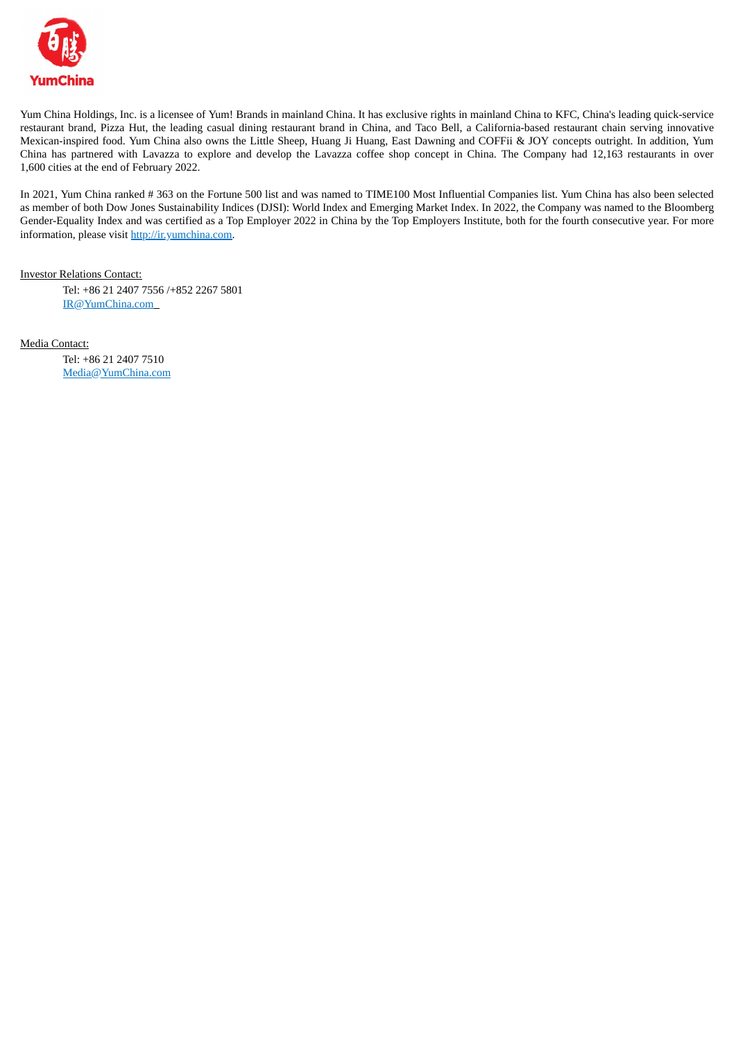Yum China Holdings, Inc. is a licensee of Yum! Brands in mainland China. It has exclusive rights in mainland China to KFC, China's leading quick-service restaurant brand, Pizza Hut, the leading casual dining restaurant brand in China, and Taco Bell, a California-based restaurant chain serving innovative Mexican-inspired food. Yum China also owns the Little Sheep, Huang Ji Huang, East Dawning and COFFii & JOY concepts outright. In addition, Yum China has partnered with Lavazza to explore and develop the Lavazza coffee shop concept in China. The Company had 12,163 restaurants in over 1,600 cities at the end of February 2022.

In 2021, Yum China ranked # 363 on the Fortune 500 list and was named to TIME100 Most Influential Companies list. Yum China has also been selected as member of both Dow Jones Sustainability Indices (DJSI): World Index and Emerging Market Index. In 2022, the Company was named to the Bloomberg Gender-Equality Index and was certified as a Top Employer 2022 in China by the Top Employers Institute, both for the fourth consecutive year. For more information, please visit http://ir.yumchina.com.

Investor Relations Contact:

Tel: +86 21 2407 7556 /+852 2267 5801
IR@YumChina.com

Media Contact:

Tel: +86 21 2407 7510
Media@YumChina.com